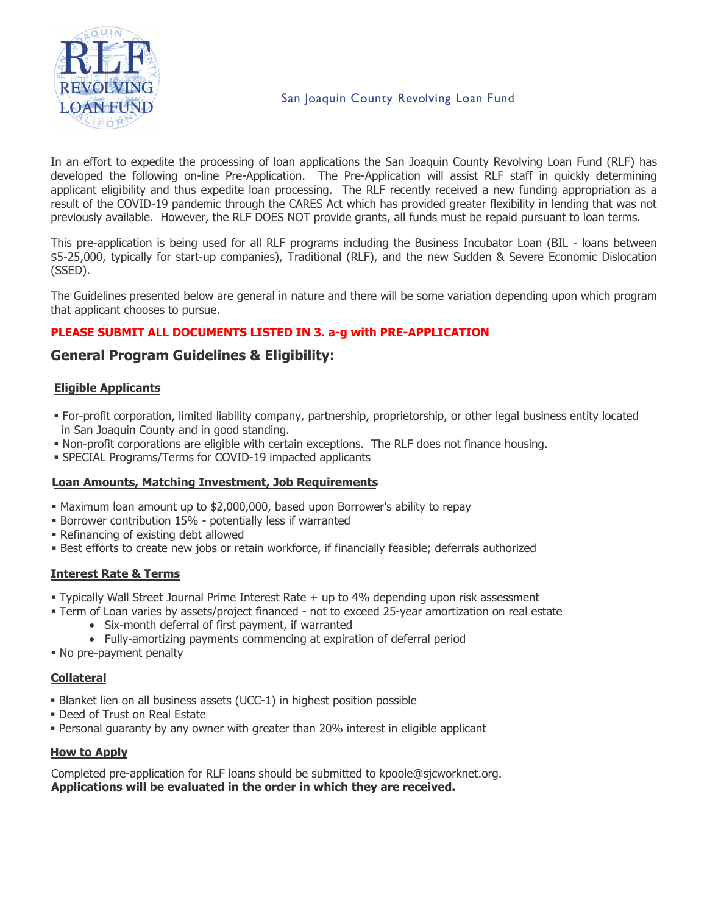San Joaquin County Revolving Loan Fund

In an effort to expedite the processing of loan applications the San Joaquin County Revolving Loan Fund (RLF) has developed the following on-line Pre-Application. The Pre-Application will assist RLF staff in quickly determining applicant eligibility and thus expedite loan processing. The RLF recently received a new funding appropriation as a result of the COVID-19 pandemic through the CARES Act which has provided greater flexibility in lending that was not previously available. However, the RLF DOES NOT provide grants, all funds must be repaid pursuant to loan terms.

This pre-application is being used for all RLF programs including the Business Incubator Loan (BIL - loans between $5-25,000, typically for start-up companies), Traditional (RLF), and the new Sudden & Severe Economic Dislocation (SSED).

The Guidelines presented below are general in nature and there will be some variation depending upon which program that applicant chooses to pursue.

**PLEASE SUBMIT ALL DOCUMENTS LISTED IN 3. a-g with PRE-APPLICATION**

## General Program Guidelines & Eligibility:

### Eligible Applicants

- For-profit corporation, limited liability company, partnership, proprietorship, or other legal business entity located in San Joaquin County and in good standing.
- Non-profit corporations are eligible with certain exceptions. The RLF does not finance housing.
- SPECIAL Programs/Terms for COVID-19 impacted applicants

### Loan Amounts, Matching Investment, Job Requirements

- Maximum loan amount up to $2,000,000, based upon Borrower's ability to repay
- Borrower contribution 15% - potentially less if warranted
- Refinancing of existing debt allowed
- Best efforts to create new jobs or retain workforce, if financially feasible; deferrals authorized

### Interest Rate & Terms

- Typically Wall Street Journal Prime Interest Rate + up to 4% depending upon risk assessment
- Term of Loan varies by assets/project financed - not to exceed 25-year amortization on real estate
  - Six-month deferral of first payment, if warranted
  - Fully-amortizing payments commencing at expiration of deferral period
- No pre-payment penalty

### Collateral

- Blanket lien on all business assets (UCC-1) in highest position possible
- Deed of Trust on Real Estate
- Personal guaranty by any owner with greater than 20% interest in eligible applicant

### How to Apply

Completed pre-application for RLF loans should be submitted to kpoole@sjcworknet.org.
**Applications will be evaluated in the order in which they are received.**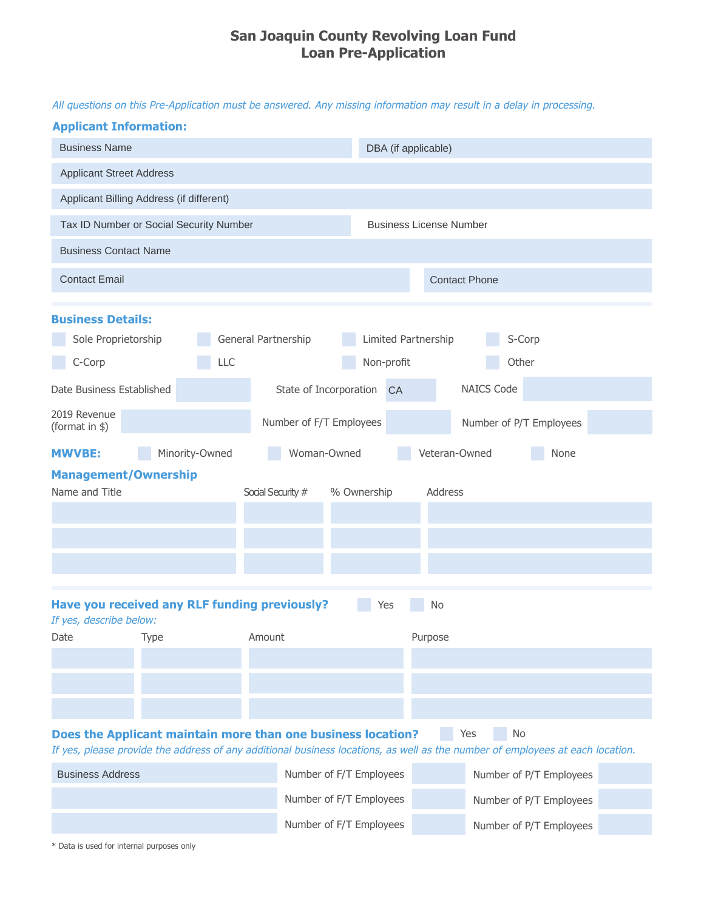# San Joaquin County Revolving Loan Fund
# Loan Pre-Application

*All questions on this Pre-Application must be answered. Any missing information may result in a delay in processing.*

## Applicant Information:

Business Name

DBA (if applicable)

Applicant Street Address

Applicant Billing Address (if different)

Tax ID Number or Social Security Number

Business License Number

Business Contact Name

Contact Email

Contact Phone

## Business Details:

- ☐ Sole Proprietorship
- ☐ General Partnership
- ☐ Limited Partnership
- ☐ S-Corp
- ☐ C-Corp
- ☐ LLC
- ☐ Non-profit
- ☐ Other

Date Business Established

State of Incorporation CA

NAICS Code

2019 Revenue (format in $)

Number of F/T Employees

Number of P/T Employees

**MWVBE:** ☐ Minority-Owned ☐ Woman-Owned ☐ Veteran-Owned ☐ None

## Management/Ownership

| Name and Title | Social Security # | % Ownership | Address |
|---|---|---|---|
| | | | |
| | | | |
| | | | |

## Have you received any RLF funding previously? ☐ Yes ☐ No

*If yes, describe below:*

| Date | Type | Amount | Purpose |
|---|---|---|---|
| | | | |
| | | | |
| | | | |

## Does the Applicant maintain more than one business location? ☐ Yes ☐ No

*If yes, please provide the address of any additional business locations, as well as the number of employees at each location.*

| Business Address | Number of F/T Employees | | Number of P/T Employees | |
|---|---|---|---|---|
| | Number of F/T Employees | | Number of P/T Employees | |
| | Number of F/T Employees | | Number of P/T Employees | |

* Data is used for internal purposes only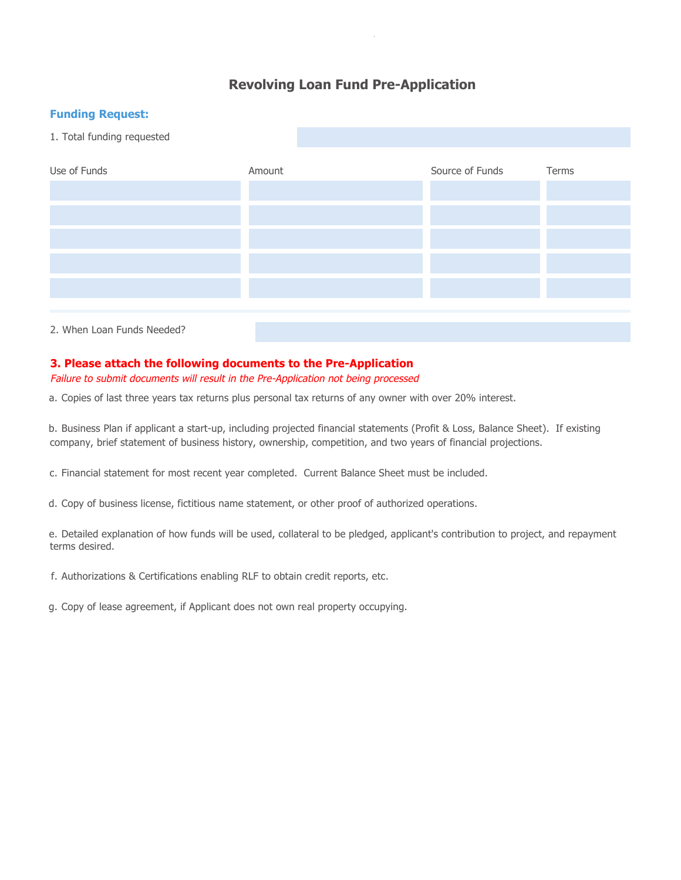# Revolving Loan Fund Pre-Application

## Funding Request:

1. Total funding requested

| Use of Funds | Amount | Source of Funds | Terms |
|---|---|---|---|
| | | | |
| | | | |
| | | | |
| | | | |
| | | | |

2. When Loan Funds Needed?

### 3. Please attach the following documents to the Pre-Application

*Failure to submit documents will result in the Pre-Application not being processed*

a. Copies of last three years tax returns plus personal tax returns of any owner with over 20% interest.

b. Business Plan if applicant a start-up, including projected financial statements (Profit & Loss, Balance Sheet). If existing company, brief statement of business history, ownership, competition, and two years of financial projections.

c. Financial statement for most recent year completed. Current Balance Sheet must be included.

d. Copy of business license, fictitious name statement, or other proof of authorized operations.

e. Detailed explanation of how funds will be used, collateral to be pledged, applicant's contribution to project, and repayment terms desired.

f. Authorizations & Certifications enabling RLF to obtain credit reports, etc.

g. Copy of lease agreement, if Applicant does not own real property occupying.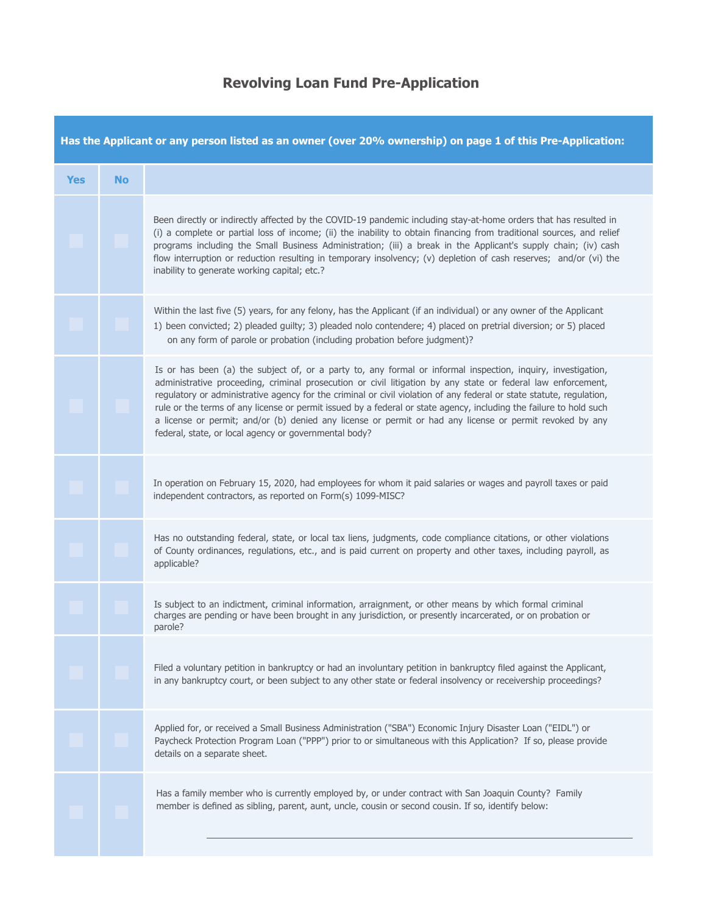# Revolving Loan Fund Pre-Application

| Has the Applicant or any person listed as an owner (over 20% ownership) on page 1 of this Pre-Application: | | |
|---|---|---|
| **Yes** | **No** | |
| | | Been directly or indirectly affected by the COVID-19 pandemic including stay-at-home orders that has resulted in (i) a complete or partial loss of income; (ii) the inability to obtain financing from traditional sources, and relief programs including the Small Business Administration; (iii) a break in the Applicant's supply chain; (iv) cash flow interruption or reduction resulting in temporary insolvency; (v) depletion of cash reserves; and/or (vi) the inability to generate working capital; etc.? |
| | | Within the last five (5) years, for any felony, has the Applicant (if an individual) or any owner of the Applicant 1) been convicted; 2) pleaded guilty; 3) pleaded nolo contendere; 4) placed on pretrial diversion; or 5) placed on any form of parole or probation (including probation before judgment)? |
| | | Is or has been (a) the subject of, or a party to, any formal or informal inspection, inquiry, investigation, administrative proceeding, criminal prosecution or civil litigation by any state or federal law enforcement, regulatory or administrative agency for the criminal or civil violation of any federal or state statute, regulation, rule or the terms of any license or permit issued by a federal or state agency, including the failure to hold such a license or permit; and/or (b) denied any license or permit or had any license or permit revoked by any federal, state, or local agency or governmental body? |
| | | In operation on February 15, 2020, had employees for whom it paid salaries or wages and payroll taxes or paid independent contractors, as reported on Form(s) 1099-MISC? |
| | | Has no outstanding federal, state, or local tax liens, judgments, code compliance citations, or other violations of County ordinances, regulations, etc., and is paid current on property and other taxes, including payroll, as applicable? |
| | | Is subject to an indictment, criminal information, arraignment, or other means by which formal criminal charges are pending or have been brought in any jurisdiction, or presently incarcerated, or on probation or parole? |
| | | Filed a voluntary petition in bankruptcy or had an involuntary petition in bankruptcy filed against the Applicant, in any bankruptcy court, or been subject to any other state or federal insolvency or receivership proceedings? |
| | | Applied for, or received a Small Business Administration ("SBA") Economic Injury Disaster Loan ("EIDL") or Paycheck Protection Program Loan ("PPP") prior to or simultaneous with this Application? If so, please provide details on a separate sheet. |
| | | Has a family member who is currently employed by, or under contract with San Joaquin County? Family member is defined as sibling, parent, aunt, uncle, cousin or second cousin. If so, identify below: ______________________________ |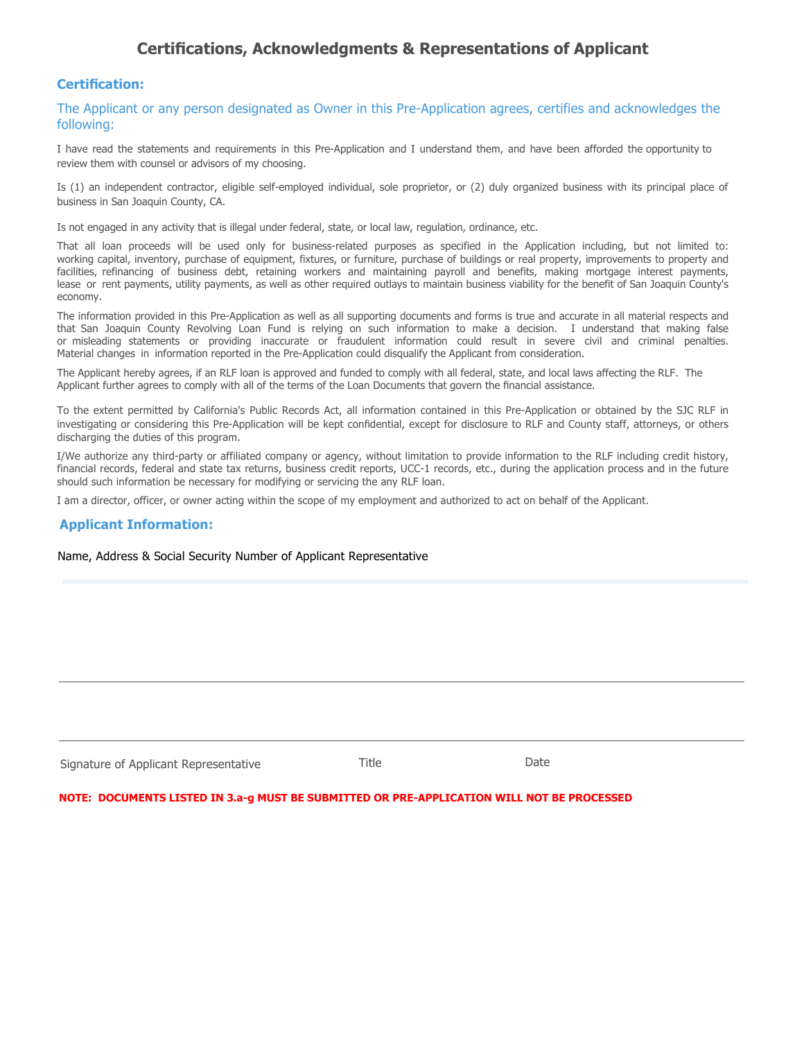# Certifications, Acknowledgments & Representations of Applicant

## Certification:

### The Applicant or any person designated as Owner in this Pre-Application agrees, certifies and acknowledges the following:

I have read the statements and requirements in this Pre-Application and I understand them, and have been afforded the opportunity to review them with counsel or advisors of my choosing.

Is (1) an independent contractor, eligible self-employed individual, sole proprietor, or (2) duly organized business with its principal place of business in San Joaquin County, CA.

Is not engaged in any activity that is illegal under federal, state, or local law, regulation, ordinance, etc.

That all loan proceeds will be used only for business-related purposes as specified in the Application including, but not limited to: working capital, inventory, purchase of equipment, fixtures, or furniture, purchase of buildings or real property, improvements to property and facilities, refinancing of business debt, retaining workers and maintaining payroll and benefits, making mortgage interest payments, lease or rent payments, utility payments, as well as other required outlays to maintain business viability for the benefit of San Joaquin County's economy.

The information provided in this Pre-Application as well as all supporting documents and forms is true and accurate in all material respects and that San Joaquin County Revolving Loan Fund is relying on such information to make a decision. I understand that making false or misleading statements or providing inaccurate or fraudulent information could result in severe civil and criminal penalties. Material changes in information reported in the Pre-Application could disqualify the Applicant from consideration.

The Applicant hereby agrees, if an RLF loan is approved and funded to comply with all federal, state, and local laws affecting the RLF. The Applicant further agrees to comply with all of the terms of the Loan Documents that govern the financial assistance.

To the extent permitted by California's Public Records Act, all information contained in this Pre-Application or obtained by the SJC RLF in investigating or considering this Pre-Application will be kept confidential, except for disclosure to RLF and County staff, attorneys, or others discharging the duties of this program.

I/We authorize any third-party or affiliated company or agency, without limitation to provide information to the RLF including credit history, financial records, federal and state tax returns, business credit reports, UCC-1 records, etc., during the application process and in the future should such information be necessary for modifying or servicing the any RLF loan.

I am a director, officer, or owner acting within the scope of my employment and authorized to act on behalf of the Applicant.

## Applicant Information:

Name, Address & Social Security Number of Applicant Representative

Signature of Applicant Representative Title Date

**NOTE: DOCUMENTS LISTED IN 3.a-g MUST BE SUBMITTED OR PRE-APPLICATION WILL NOT BE PROCESSED**